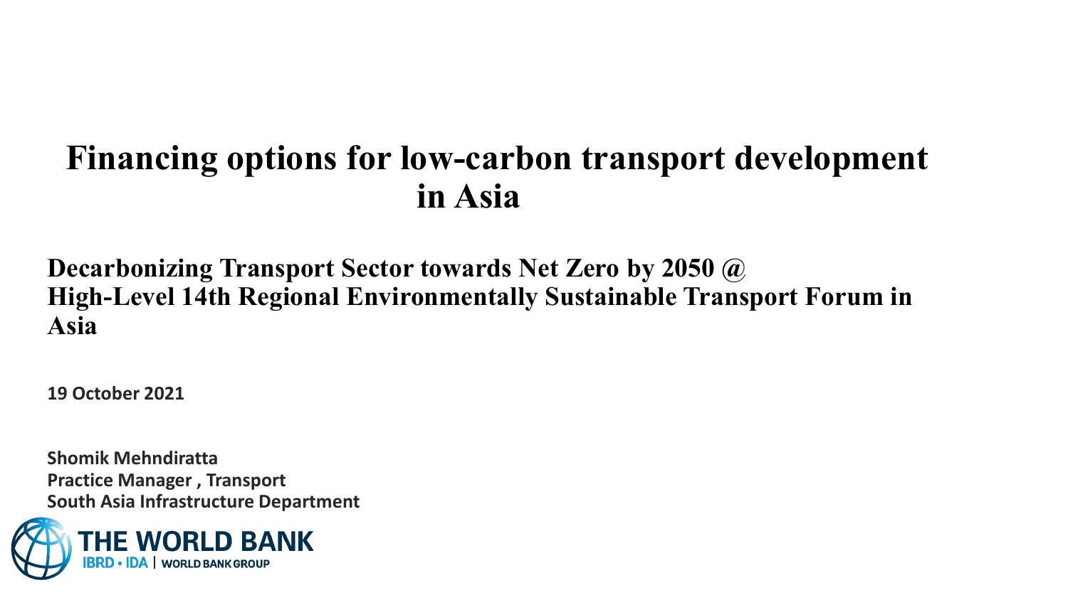# Financing options for low-carbon transport development in Asia

**Decarbonizing Transport Sector towards Net Zero by 2050 @ High-Level 14th Regional Environmentally Sustainable Transport Forum in Asia**

**19 October 2021**

**Shomik Mehndiratta**
**Practice Manager , Transport**
**South Asia Infrastructure Department**

THE WORLD BANK
IBRD • IDA | WORLD BANK GROUP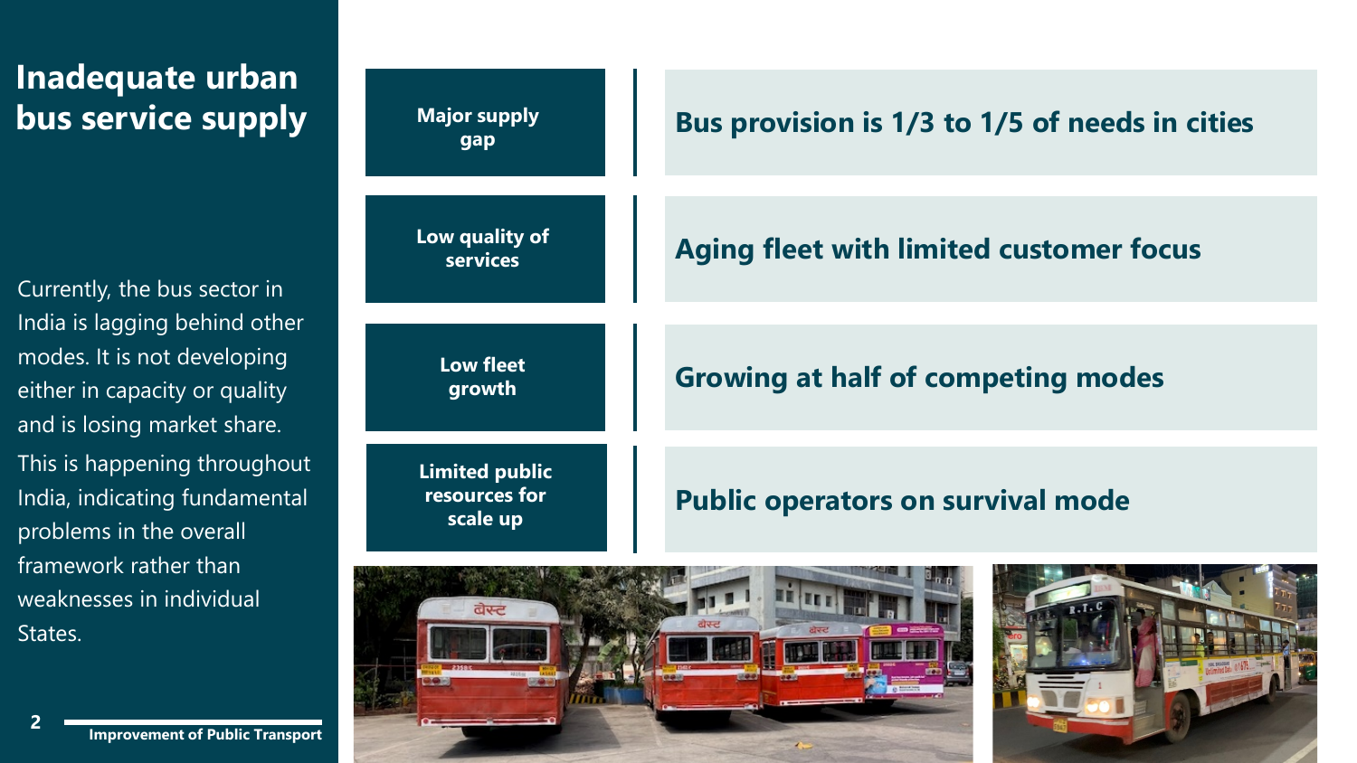# Inadequate urban bus service supply

Currently, the bus sector in India is lagging behind other modes. It is not developing either in capacity or quality and is losing market share.

This is happening throughout India, indicating fundamental problems in the overall framework rather than weaknesses in individual States.

| | |
|---|---|
| **Major supply gap** | **Bus provision is 1/3 to 1/5 of needs in cities** |
| **Low quality of services** | **Aging fleet with limited customer focus** |
| **Low fleet growth** | **Growing at half of competing modes** |
| **Limited public resources for scale up** | **Public operators on survival mode** |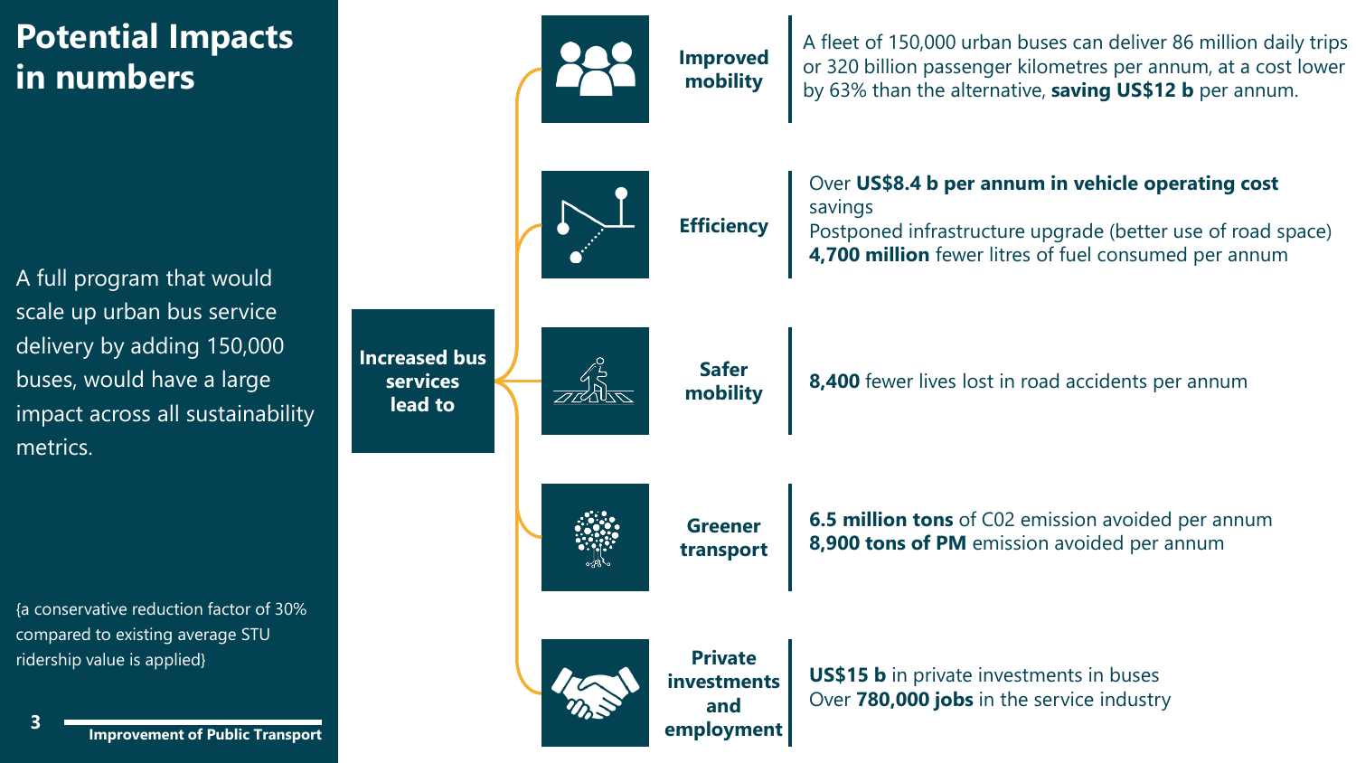# Potential Impacts in numbers

A full program that would scale up urban bus service delivery by adding 150,000 buses, would have a large impact across all sustainability metrics.

{a conservative reduction factor of 30% compared to existing average STU ridership value is applied}

**Increased bus services lead to**

**Improved mobility**

A fleet of 150,000 urban buses can deliver 86 million daily trips or 320 billion passenger kilometres per annum, at a cost lower by 63% than the alternative, **saving US$12 b** per annum.

**Efficiency**

Over **US$8.4 b per annum in vehicle operating cost** savings
Postponed infrastructure upgrade (better use of road space)
**4,700 million** fewer litres of fuel consumed per annum

**Safer mobility**

**8,400** fewer lives lost in road accidents per annum

**Greener transport**

**6.5 million tons** of C02 emission avoided per annum
**8,900 tons of PM** emission avoided per annum

**Private investments and employment**

**US$15 b** in private investments in buses
Over **780,000 jobs** in the service industry

Improvement of Public Transport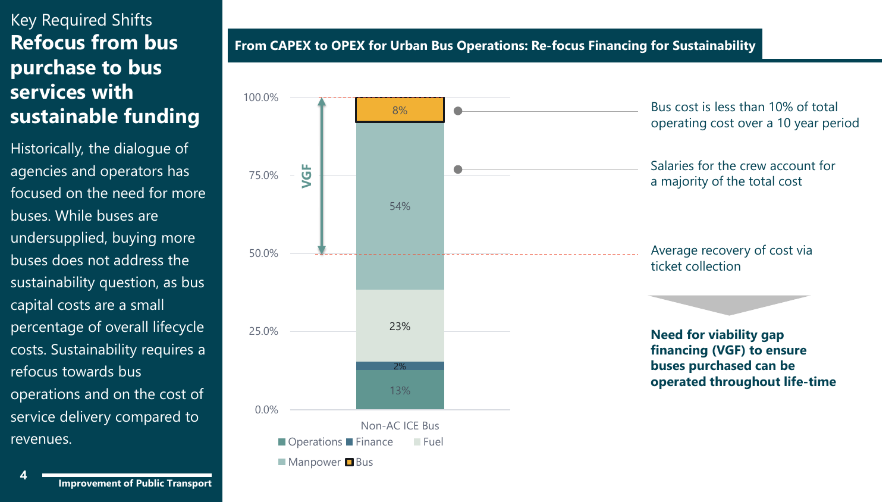Key Required Shifts

# Refocus from bus purchase to bus services with sustainable funding

Historically, the dialogue of agencies and operators has focused on the need for more buses. While buses are undersupplied, buying more buses does not address the sustainability question, as bus capital costs are a small percentage of overall lifecycle costs. Sustainability requires a refocus towards bus operations and on the cost of service delivery compared to revenues.

## From CAPEX to OPEX for Urban Bus Operations: Re-focus Financing for Sustainability

Non-AC ICE Bus (share of total cost):

| Component | Share |
|---|---|
| Bus | 8% |
| Manpower | 54% |
| Fuel | 23% |
| Finance | 2% |
| Operations | 13% |

VGF (between 50.0% and 100.0%)

- Bus cost is less than 10% of total operating cost over a 10 year period
- Salaries for the crew account for a majority of the total cost
- Average recovery of cost via ticket collection

**Need for viability gap financing (VGF) to ensure buses purchased can be operated throughout life-time**

**Improvement of Public Transport**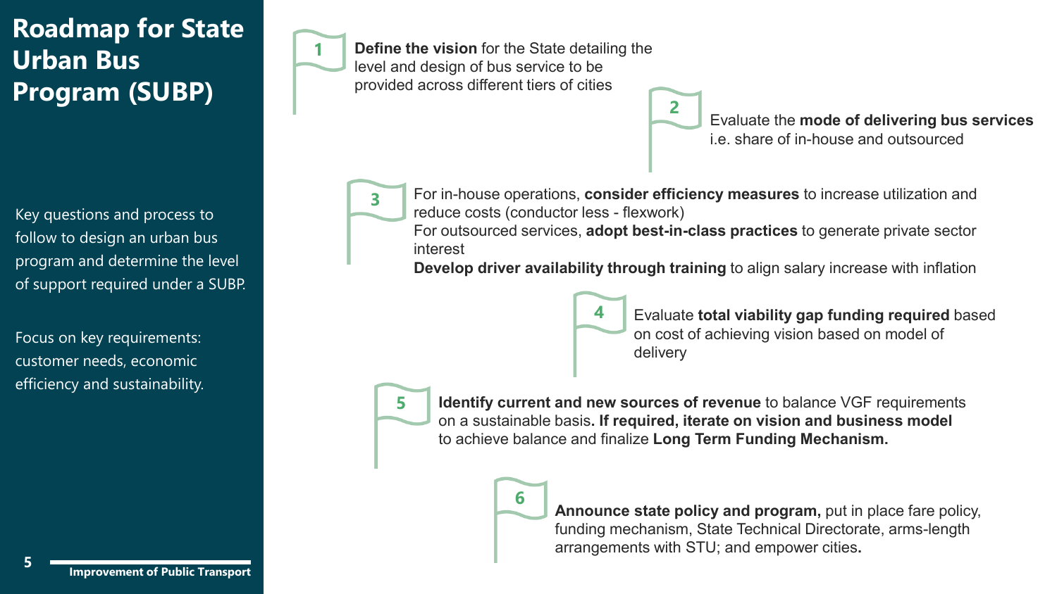# Roadmap for State Urban Bus Program (SUBP)

Key questions and process to follow to design an urban bus program and determine the level of support required under a SUBP.

Focus on key requirements: customer needs, economic efficiency and sustainability.

1. **Define the vision** for the State detailing the level and design of bus service to be provided across different tiers of cities

2. Evaluate the **mode of delivering bus services** i.e. share of in-house and outsourced

3. For in-house operations, **consider efficiency measures** to increase utilization and reduce costs (conductor less - flexwork)
   For outsourced services, **adopt best-in-class practices** to generate private sector interest
   **Develop driver availability through training** to align salary increase with inflation

4. Evaluate **total viability gap funding required** based on cost of achieving vision based on model of delivery

5. **Identify current and new sources of revenue** to balance VGF requirements on a sustainable basis**. If required, iterate on vision and business model** to achieve balance and finalize **Long Term Funding Mechanism.**

6. **Announce state policy and program,** put in place fare policy, funding mechanism, State Technical Directorate, arms-length arrangements with STU; and empower cities**.**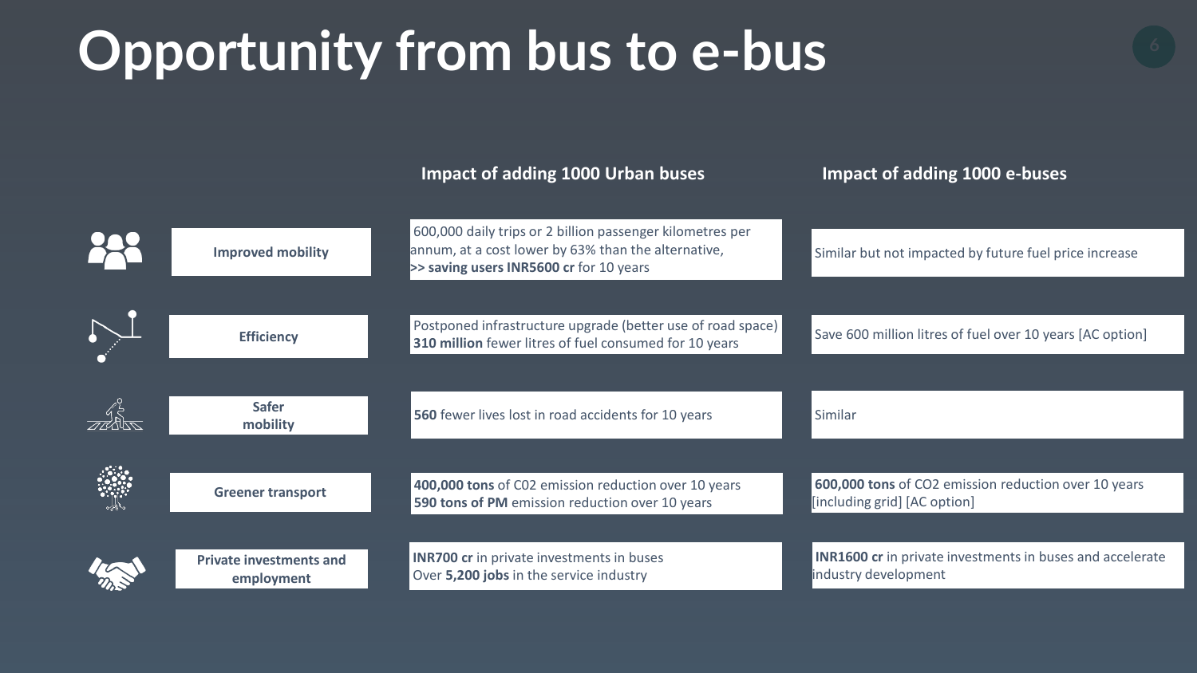# Opportunity from bus to e-bus

| | Impact of adding 1000 Urban buses | Impact of adding 1000 e-buses |
|---|---|---|
| Improved mobility | 600,000 daily trips or 2 billion passenger kilometres per annum, at a cost lower by 63% than the alternative, **>> saving users INR5600 cr** for 10 years | Similar but not impacted by future fuel price increase |
| Efficiency | Postponed infrastructure upgrade (better use of road space) **310 million** fewer litres of fuel consumed for 10 years | Save 600 million litres of fuel over 10 years [AC option] |
| Safer mobility | **560** fewer lives lost in road accidents for 10 years | Similar |
| Greener transport | **400,000 tons** of C02 emission reduction over 10 years **590 tons of PM** emission reduction over 10 years | **600,000 tons** of $CO_2$ emission reduction over 10 years [including grid] [AC option] |
| Private investments and employment | **INR700 cr** in private investments in buses Over **5,200 jobs** in the service industry | **INR1600 cr** in private investments in buses and accelerate industry development |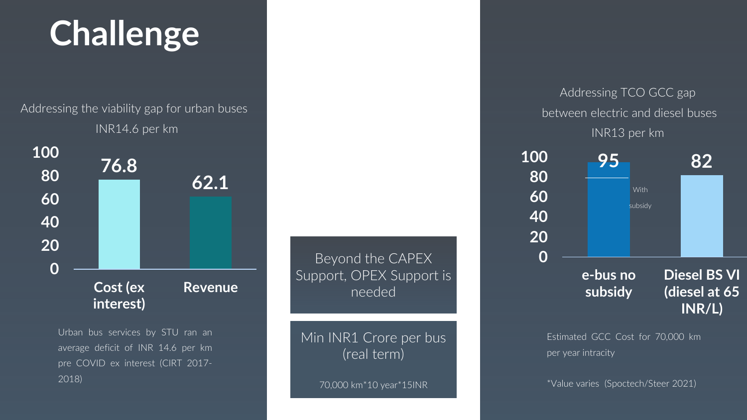# Challenge

Addressing the viability gap for urban buses INR14.6 per km

| | Cost (ex interest) | Revenue |
|---|---|---|
| INR per km | 76.8 | 62.1 |

Urban bus services by STU ran an average deficit of INR 14.6 per km pre COVID ex interest (CIRT 2017-2018)

Beyond the CAPEX Support, OPEX Support is needed

Min INR1 Crore per bus (real term)

70,000 km*10 year*15INR

Addressing TCO GCC gap between electric and diesel buses INR13 per km

| | e-bus no subsidy | Diesel BS VI (diesel at 65 INR/L) |
|---|---|---|
| INR per km | 95 | 82 |

With subsidy

Estimated GCC Cost for 70,000 km per year intracity

*Value varies (Spoctech/Steer 2021)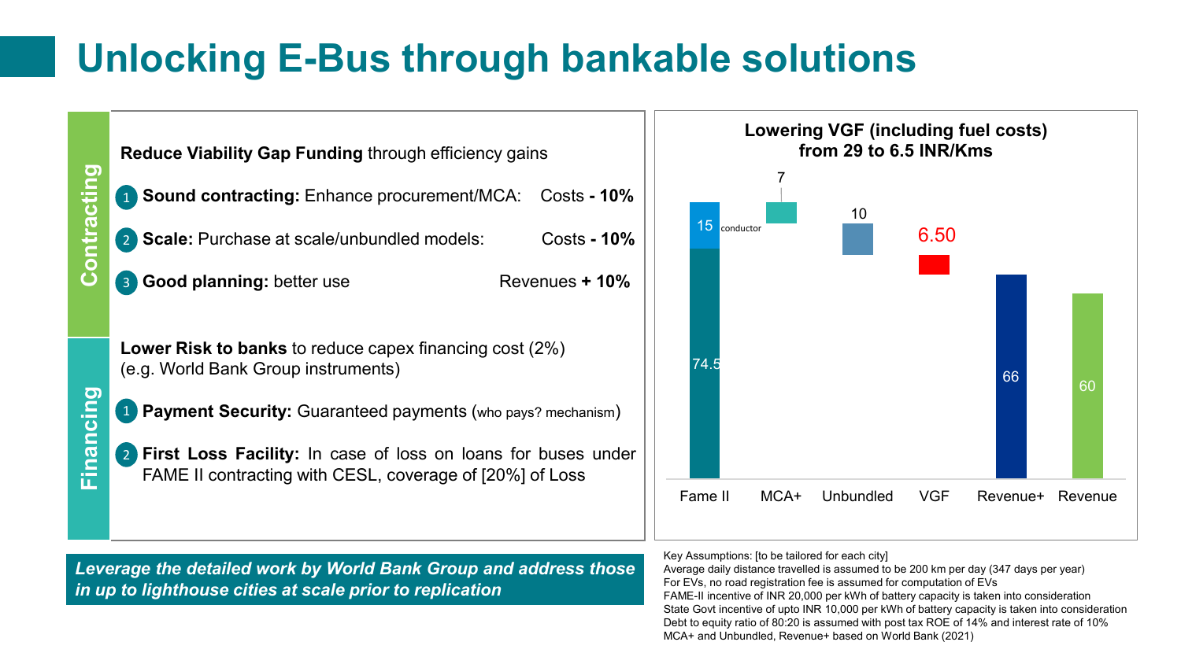# Unlocking E-Bus through bankable solutions

## Contracting

**Reduce Viability Gap Funding** through efficiency gains

1. **Sound contracting:** Enhance procurement/MCA: Costs **- 10%**
2. **Scale:** Purchase at scale/unbundled models: Costs **- 10%**
3. **Good planning:** better use Revenues **+ 10%**

## Financing

**Lower Risk to banks** to reduce capex financing cost (2%) (e.g. World Bank Group instruments)

1. **Payment Security:** Guaranteed payments (who pays? mechanism)
2. **First Loss Facility:** In case of loss on loans for buses under FAME II contracting with CESL, coverage of [20%] of Loss

*Leverage the detailed work by World Bank Group and address those in up to lighthouse cities at scale prior to replication*

**Lowering VGF (including fuel costs) from 29 to 6.5 INR/Kms**

| | Fame II | MCA+ | Unbundled | VGF | Revenue+ | Revenue |
|---|---|---|---|---|---|---|
| Value | 74.5 + 15 (conductor) | 7 | 10 | 6.50 | 66 | 60 |

Key Assumptions: [to be tailored for each city]
Average daily distance travelled is assumed to be 200 km per day (347 days per year)
For EVs, no road registration fee is assumed for computation of EVs
FAME-II incentive of INR 20,000 per kWh of battery capacity is taken into consideration
State Govt incentive of upto INR 10,000 per kWh of battery capacity is taken into consideration
Debt to equity ratio of 80:20 is assumed with post tax ROE of 14% and interest rate of 10%
MCA+ and Unbundled, Revenue+ based on World Bank (2021)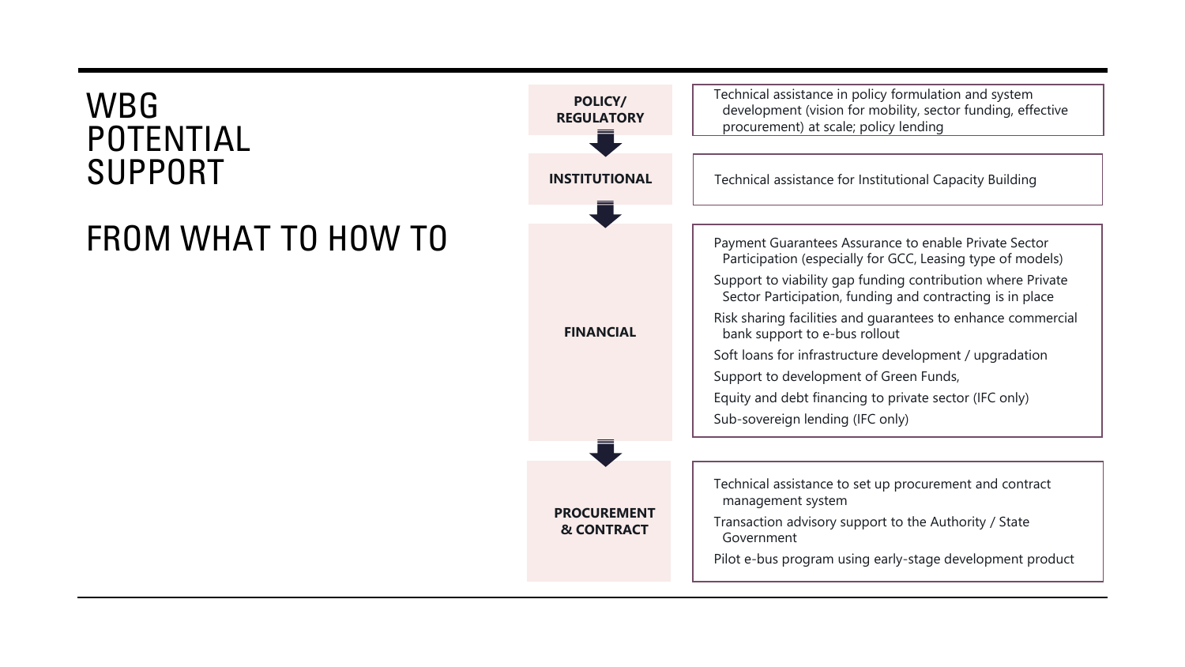# WBG POTENTIAL SUPPORT

## FROM WHAT TO HOW TO

| Area | Support |
| --- | --- |
| **POLICY/ REGULATORY** | Technical assistance in policy formulation and system development (vision for mobility, sector funding, effective procurement) at scale; policy lending |
| **INSTITUTIONAL** | Technical assistance for Institutional Capacity Building |
| **FINANCIAL** | Payment Guarantees Assurance to enable Private Sector Participation (especially for GCC, Leasing type of models)<br>Support to viability gap funding contribution where Private Sector Participation, funding and contracting is in place<br>Risk sharing facilities and guarantees to enhance commercial bank support to e-bus rollout<br>Soft loans for infrastructure development / upgradation<br>Support to development of Green Funds,<br>Equity and debt financing to private sector (IFC only)<br>Sub-sovereign lending (IFC only) |
| **PROCUREMENT & CONTRACT** | Technical assistance to set up procurement and contract management system<br>Transaction advisory support to the Authority / State Government<br>Pilot e-bus program using early-stage development product |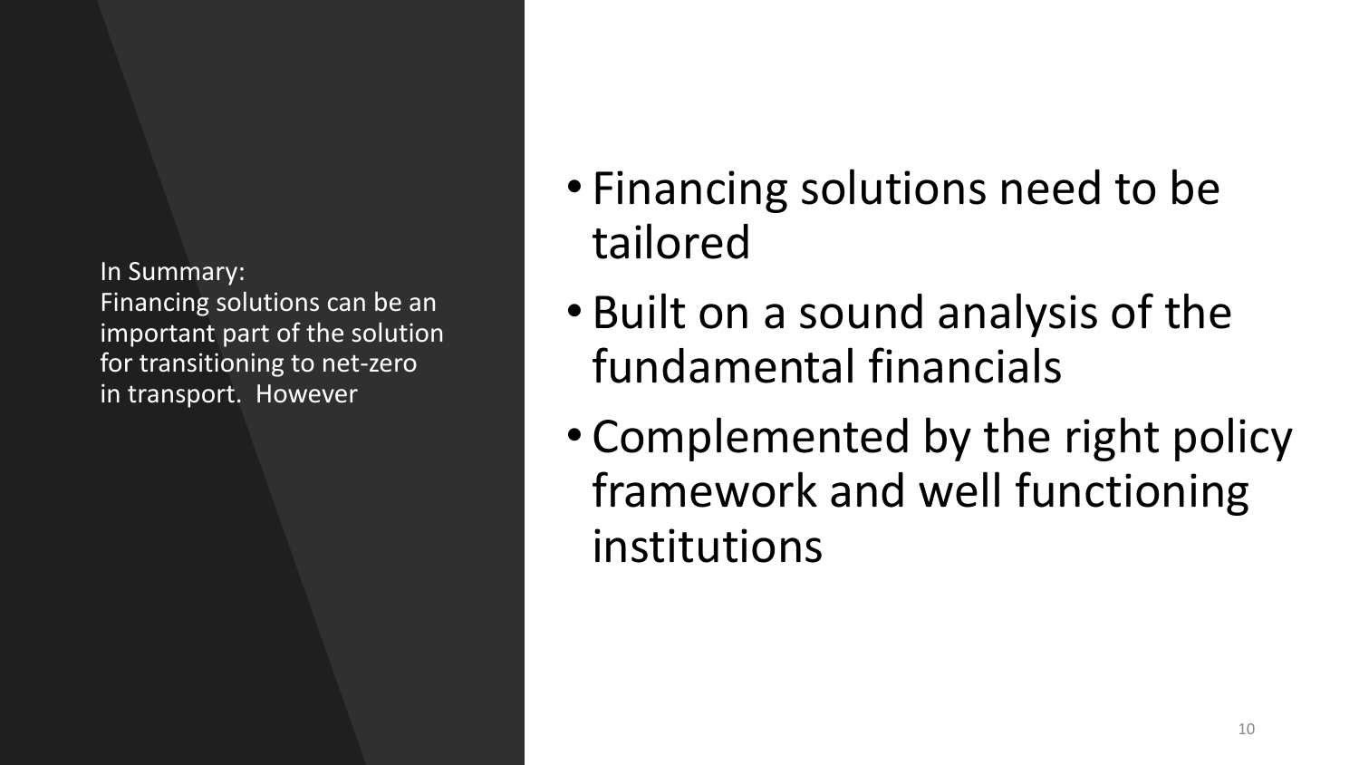In Summary:
Financing solutions can be an important part of the solution for transitioning to net-zero in transport. However

- Financing solutions need to be tailored
- Built on a sound analysis of the fundamental financials
- Complemented by the right policy framework and well functioning institutions